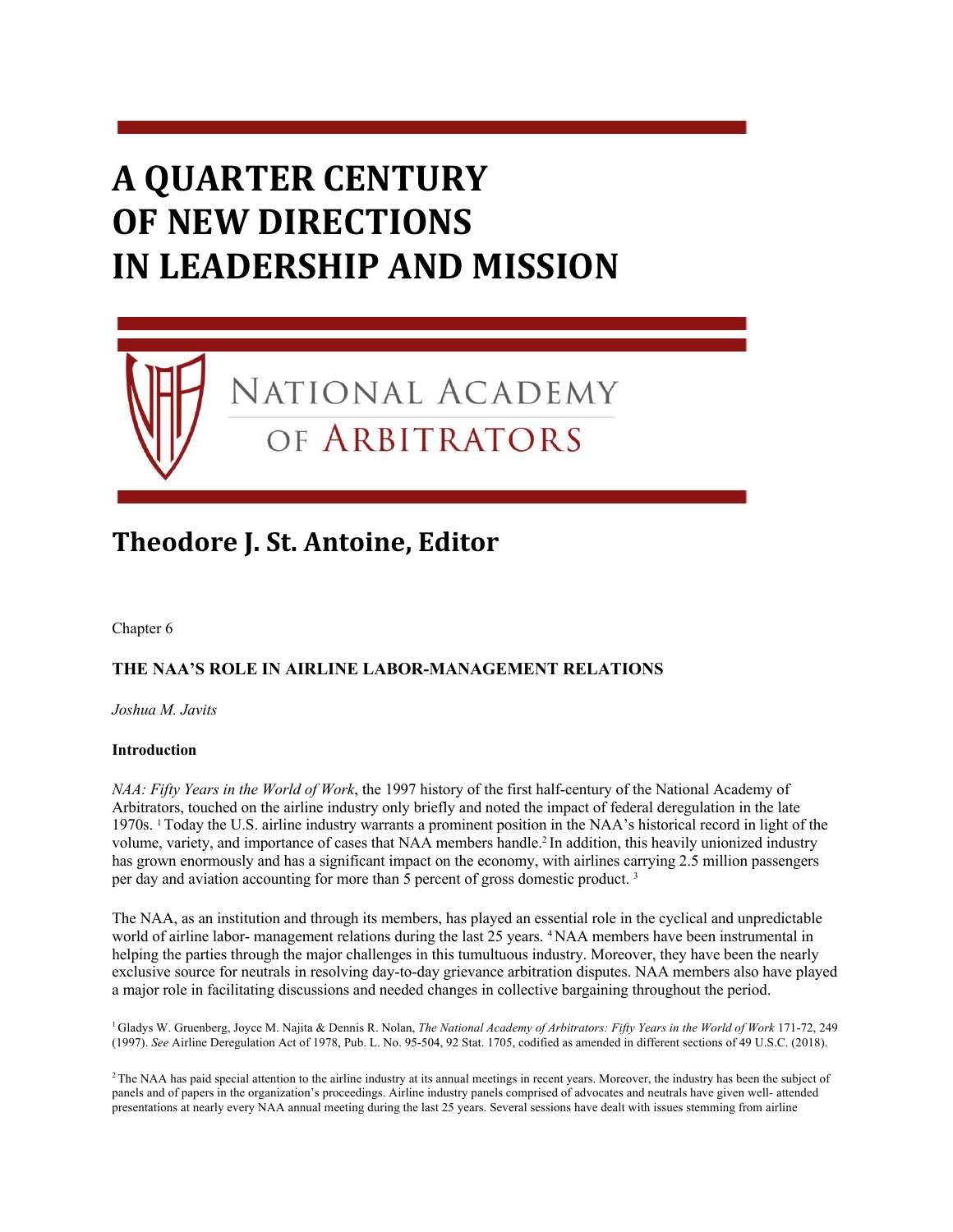# A QUARTER CENTURY OF NEW DIRECTIONS IN LEADERSHIP AND MISSION

NATIONAL ACADEMY OF ARBITRATORS

## Theodore J. St. Antoine, Editor

Chapter 6

### THE NAA'S ROLE IN AIRLINE LABOR-MANAGEMENT RELATIONS

*Joshua M. Javits*

#### Introduction

*NAA: Fifty Years in the World of Work*, the 1997 history of the first half-century of the National Academy of Arbitrators, touched on the airline industry only briefly and noted the impact of federal deregulation in the late 1970s. [1] Today the U.S. airline industry warrants a prominent position in the NAA's historical record in light of the volume, variety, and importance of cases that NAA members handle.[2] In addition, this heavily unionized industry has grown enormously and has a significant impact on the economy, with airlines carrying 2.5 million passengers per day and aviation accounting for more than 5 percent of gross domestic product. [3]

The NAA, as an institution and through its members, has played an essential role in the cyclical and unpredictable world of airline labor- management relations during the last 25 years. [4] NAA members have been instrumental in helping the parties through the major challenges in this tumultuous industry. Moreover, they have been the nearly exclusive source for neutrals in resolving day-to-day grievance arbitration disputes. NAA members also have played a major role in facilitating discussions and needed changes in collective bargaining throughout the period.

[1] Gladys W. Gruenberg, Joyce M. Najita & Dennis R. Nolan, *The National Academy of Arbitrators: Fifty Years in the World of Work* 171-72, 249 (1997). *See* Airline Deregulation Act of 1978, Pub. L. No. 95-504, 92 Stat. 1705, codified as amended in different sections of 49 U.S.C. (2018).

[2] The NAA has paid special attention to the airline industry at its annual meetings in recent years. Moreover, the industry has been the subject of panels and of papers in the organization's proceedings. Airline industry panels comprised of advocates and neutrals have given well- attended presentations at nearly every NAA annual meeting during the last 25 years. Several sessions have dealt with issues stemming from airline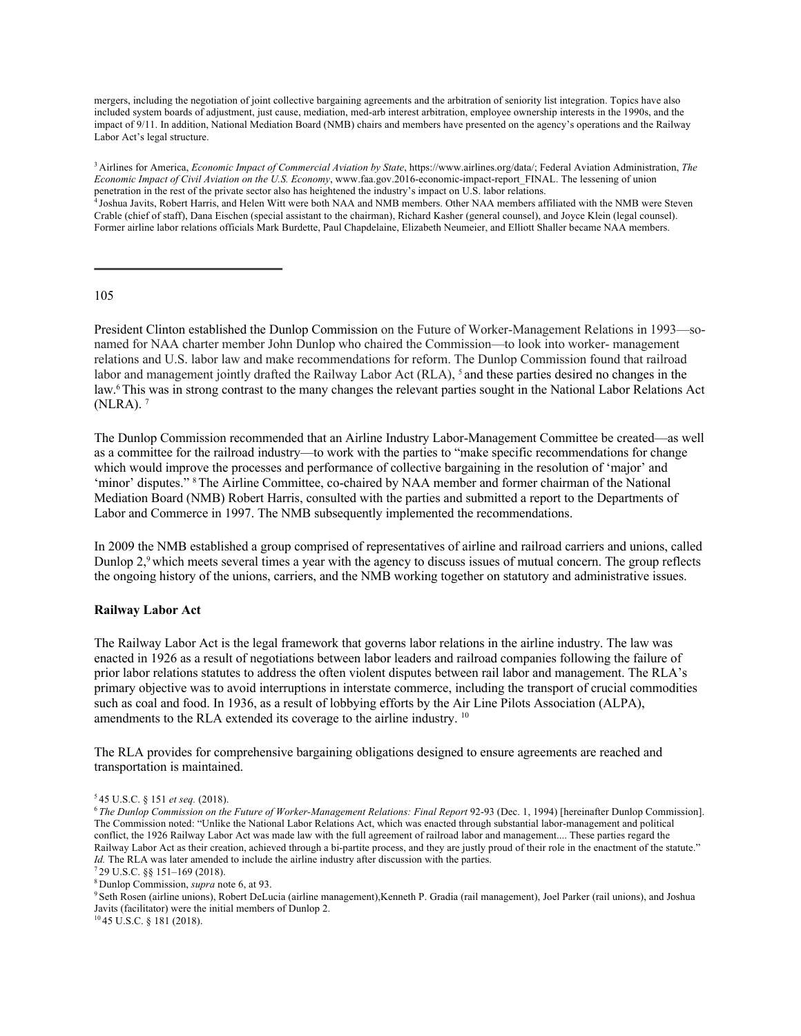mergers, including the negotiation of joint collective bargaining agreements and the arbitration of seniority list integration. Topics have also included system boards of adjustment, just cause, mediation, med-arb interest arbitration, employee ownership interests in the 1990s, and the impact of 9/11. In addition, National Mediation Board (NMB) chairs and members have presented on the agency's operations and the Railway Labor Act's legal structure.

[3] Airlines for America, *Economic Impact of Commercial Aviation by State*, https://www.airlines.org/data/; Federal Aviation Administration, *The Economic Impact of Civil Aviation on the U.S. Economy*, www.faa.gov.2016-economic-impact-report_FINAL. The lessening of union penetration in the rest of the private sector also has heightened the industry's impact on U.S. labor relations.

[4] Joshua Javits, Robert Harris, and Helen Witt were both NAA and NMB members. Other NAA members affiliated with the NMB were Steven Crable (chief of staff), Dana Eischen (special assistant to the chairman), Richard Kasher (general counsel), and Joyce Klein (legal counsel). Former airline labor relations officials Mark Burdette, Paul Chapdelaine, Elizabeth Neumeier, and Elliott Shaller became NAA members.

President Clinton established the Dunlop Commission on the Future of Worker-Management Relations in 1993—so-named for NAA charter member John Dunlop who chaired the Commission—to look into worker- management relations and U.S. labor law and make recommendations for reform. The Dunlop Commission found that railroad labor and management jointly drafted the Railway Labor Act (RLA), [5] and these parties desired no changes in the law.[6] This was in strong contrast to the many changes the relevant parties sought in the National Labor Relations Act (NLRA). [7]

The Dunlop Commission recommended that an Airline Industry Labor-Management Committee be created—as well as a committee for the railroad industry—to work with the parties to "make specific recommendations for change which would improve the processes and performance of collective bargaining in the resolution of 'major' and 'minor' disputes." [8] The Airline Committee, co-chaired by NAA member and former chairman of the National Mediation Board (NMB) Robert Harris, consulted with the parties and submitted a report to the Departments of Labor and Commerce in 1997. The NMB subsequently implemented the recommendations.

In 2009 the NMB established a group comprised of representatives of airline and railroad carriers and unions, called Dunlop 2,[9] which meets several times a year with the agency to discuss issues of mutual concern. The group reflects the ongoing history of the unions, carriers, and the NMB working together on statutory and administrative issues.

**Railway Labor Act**

The Railway Labor Act is the legal framework that governs labor relations in the airline industry. The law was enacted in 1926 as a result of negotiations between labor leaders and railroad companies following the failure of prior labor relations statutes to address the often violent disputes between rail labor and management. The RLA's primary objective was to avoid interruptions in interstate commerce, including the transport of crucial commodities such as coal and food. In 1936, as a result of lobbying efforts by the Air Line Pilots Association (ALPA), amendments to the RLA extended its coverage to the airline industry. [10]

The RLA provides for comprehensive bargaining obligations designed to ensure agreements are reached and transportation is maintained.

[5] 45 U.S.C. § 151 *et seq.* (2018).

[6] *The Dunlop Commission on the Future of Worker-Management Relations: Final Report* 92-93 (Dec. 1, 1994) [hereinafter Dunlop Commission]. The Commission noted: "Unlike the National Labor Relations Act, which was enacted through substantial labor-management and political conflict, the 1926 Railway Labor Act was made law with the full agreement of railroad labor and management.... These parties regard the Railway Labor Act as their creation, achieved through a bi-partite process, and they are justly proud of their role in the enactment of the statute." *Id.* The RLA was later amended to include the airline industry after discussion with the parties.

[7] 29 U.S.C. §§ 151–169 (2018).

[8] Dunlop Commission, *supra* note 6, at 93.

[9] Seth Rosen (airline unions), Robert DeLucia (airline management),Kenneth P. Gradia (rail management), Joel Parker (rail unions), and Joshua Javits (facilitator) were the initial members of Dunlop 2.

[10] 45 U.S.C. § 181 (2018).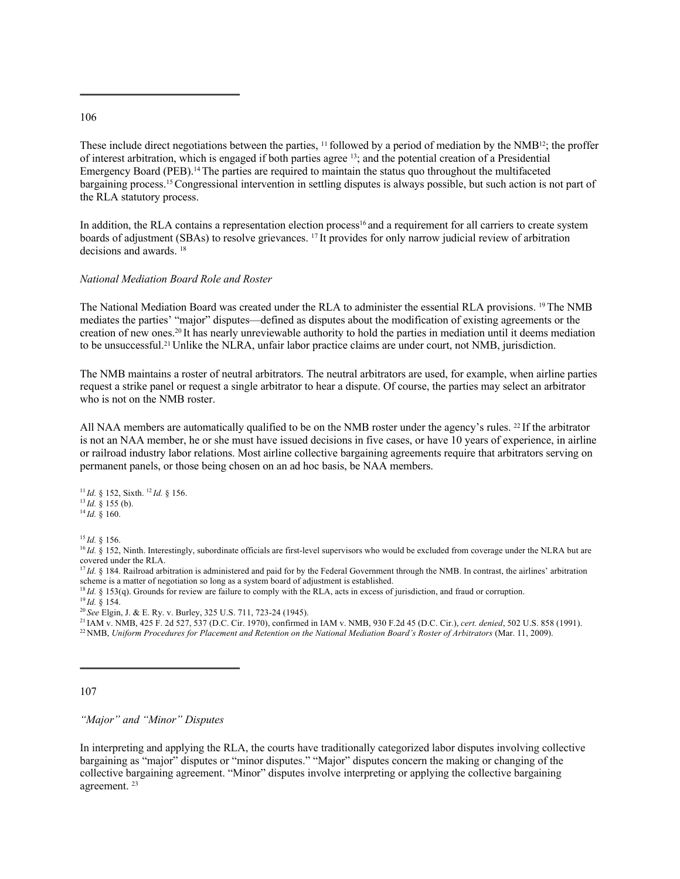These include direct negotiations between the parties, [11] followed by a period of mediation by the NMB[12]; the proffer of interest arbitration, which is engaged if both parties agree [13]; and the potential creation of a Presidential Emergency Board (PEB).[14] The parties are required to maintain the status quo throughout the multifaceted bargaining process.[15] Congressional intervention in settling disputes is always possible, but such action is not part of the RLA statutory process.

In addition, the RLA contains a representation election process[16] and a requirement for all carriers to create system boards of adjustment (SBAs) to resolve grievances. [17] It provides for only narrow judicial review of arbitration decisions and awards. [18]

*National Mediation Board Role and Roster*

The National Mediation Board was created under the RLA to administer the essential RLA provisions. [19] The NMB mediates the parties' "major" disputes—defined as disputes about the modification of existing agreements or the creation of new ones.[20] It has nearly unreviewable authority to hold the parties in mediation until it deems mediation to be unsuccessful.[21] Unlike the NLRA, unfair labor practice claims are under court, not NMB, jurisdiction.

The NMB maintains a roster of neutral arbitrators. The neutral arbitrators are used, for example, when airline parties request a strike panel or request a single arbitrator to hear a dispute. Of course, the parties may select an arbitrator who is not on the NMB roster.

All NAA members are automatically qualified to be on the NMB roster under the agency's rules. [22] If the arbitrator is not an NAA member, he or she must have issued decisions in five cases, or have 10 years of experience, in airline or railroad industry labor relations. Most airline collective bargaining agreements require that arbitrators serving on permanent panels, or those being chosen on an ad hoc basis, be NAA members.

[11] *Id.* § 152, Sixth. [12] *Id.* § 156.
[13] *Id.* § 155 (b).
[14] *Id.* § 160.

[15] *Id.* § 156.
[16] *Id.* § 152, Ninth. Interestingly, subordinate officials are first-level supervisors who would be excluded from coverage under the NLRA but are covered under the RLA.
[17] *Id.* § 184. Railroad arbitration is administered and paid for by the Federal Government through the NMB. In contrast, the airlines' arbitration scheme is a matter of negotiation so long as a system board of adjustment is established.
[18] *Id.* § 153(q). Grounds for review are failure to comply with the RLA, acts in excess of jurisdiction, and fraud or corruption.
[19] *Id.* § 154.
[20] *See* Elgin, J. & E. Ry. v. Burley, 325 U.S. 711, 723-24 (1945).
[21] IAM v. NMB, 425 F. 2d 527, 537 (D.C. Cir. 1970), confirmed in IAM v. NMB, 930 F.2d 45 (D.C. Cir.), *cert. denied*, 502 U.S. 858 (1991).
[22] NMB, *Uniform Procedures for Placement and Retention on the National Mediation Board's Roster of Arbitrators* (Mar. 11, 2009).

*"Major" and "Minor" Disputes*

In interpreting and applying the RLA, the courts have traditionally categorized labor disputes involving collective bargaining as "major" disputes or "minor disputes." "Major" disputes concern the making or changing of the collective bargaining agreement. "Minor" disputes involve interpreting or applying the collective bargaining agreement. [23]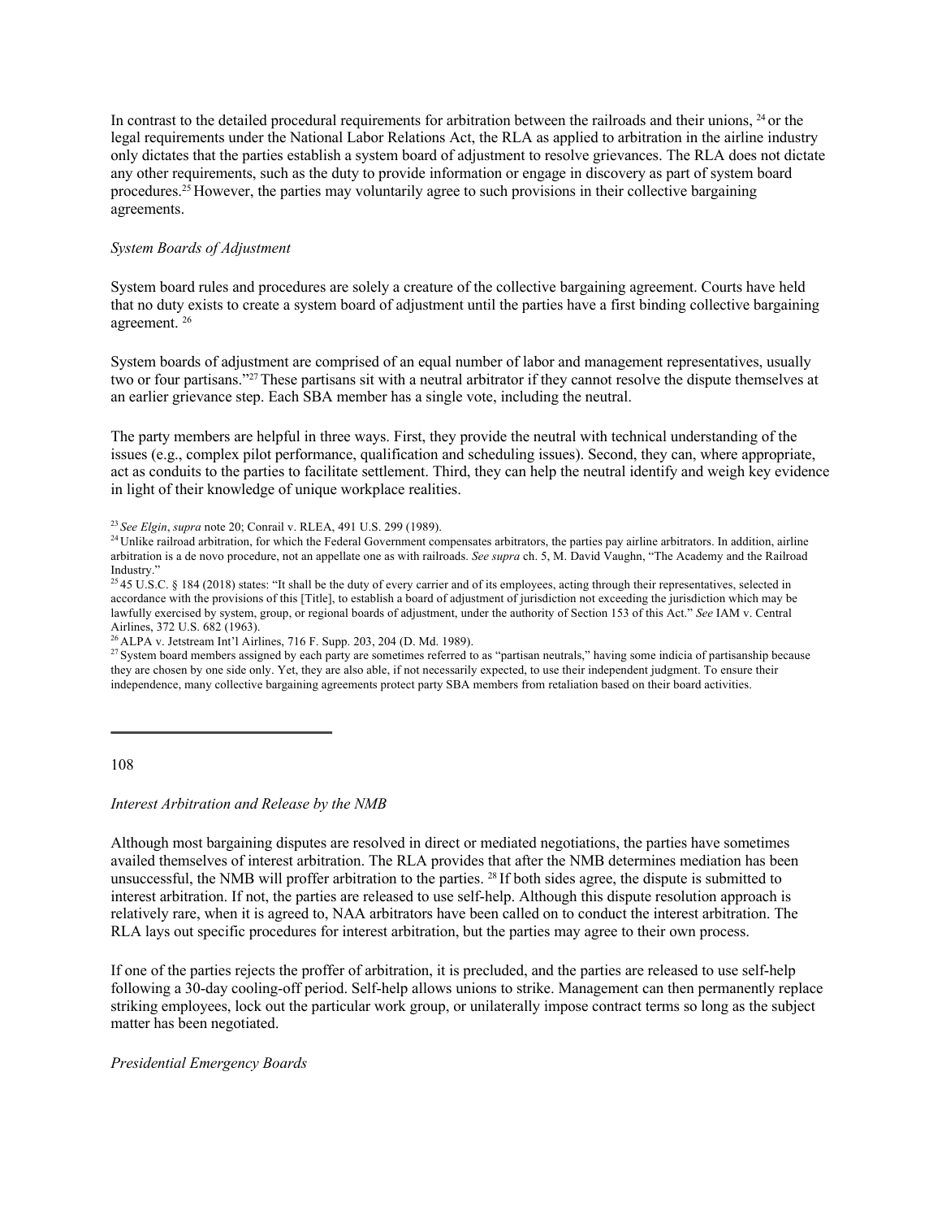In contrast to the detailed procedural requirements for arbitration between the railroads and their unions, [24] or the legal requirements under the National Labor Relations Act, the RLA as applied to arbitration in the airline industry only dictates that the parties establish a system board of adjustment to resolve grievances. The RLA does not dictate any other requirements, such as the duty to provide information or engage in discovery as part of system board procedures.[25] However, the parties may voluntarily agree to such provisions in their collective bargaining agreements.

*System Boards of Adjustment*

System board rules and procedures are solely a creature of the collective bargaining agreement. Courts have held that no duty exists to create a system board of adjustment until the parties have a first binding collective bargaining agreement. [26]

System boards of adjustment are comprised of an equal number of labor and management representatives, usually two or four partisans."[27] These partisans sit with a neutral arbitrator if they cannot resolve the dispute themselves at an earlier grievance step. Each SBA member has a single vote, including the neutral.

The party members are helpful in three ways. First, they provide the neutral with technical understanding of the issues (e.g., complex pilot performance, qualification and scheduling issues). Second, they can, where appropriate, act as conduits to the parties to facilitate settlement. Third, they can help the neutral identify and weigh key evidence in light of their knowledge of unique workplace realities.

[23] *See Elgin*, *supra* note 20; Conrail v. RLEA, 491 U.S. 299 (1989).

[24] Unlike railroad arbitration, for which the Federal Government compensates arbitrators, the parties pay airline arbitrators. In addition, airline arbitration is a de novo procedure, not an appellate one as with railroads. *See supra* ch. 5, M. David Vaughn, "The Academy and the Railroad Industry."

[25] 45 U.S.C. § 184 (2018) states: "It shall be the duty of every carrier and of its employees, acting through their representatives, selected in accordance with the provisions of this [Title], to establish a board of adjustment of jurisdiction not exceeding the jurisdiction which may be lawfully exercised by system, group, or regional boards of adjustment, under the authority of Section 153 of this Act." *See* IAM v. Central Airlines, 372 U.S. 682 (1963).

[26] ALPA v. Jetstream Int'l Airlines, 716 F. Supp. 203, 204 (D. Md. 1989).

[27] System board members assigned by each party are sometimes referred to as "partisan neutrals," having some indicia of partisanship because they are chosen by one side only. Yet, they are also able, if not necessarily expected, to use their independent judgment. To ensure their independence, many collective bargaining agreements protect party SBA members from retaliation based on their board activities.

*Interest Arbitration and Release by the NMB*

Although most bargaining disputes are resolved in direct or mediated negotiations, the parties have sometimes availed themselves of interest arbitration. The RLA provides that after the NMB determines mediation has been unsuccessful, the NMB will proffer arbitration to the parties. [28] If both sides agree, the dispute is submitted to interest arbitration. If not, the parties are released to use self-help. Although this dispute resolution approach is relatively rare, when it is agreed to, NAA arbitrators have been called on to conduct the interest arbitration. The RLA lays out specific procedures for interest arbitration, but the parties may agree to their own process.

If one of the parties rejects the proffer of arbitration, it is precluded, and the parties are released to use self-help following a 30-day cooling-off period. Self-help allows unions to strike. Management can then permanently replace striking employees, lock out the particular work group, or unilaterally impose contract terms so long as the subject matter has been negotiated.

*Presidential Emergency Boards*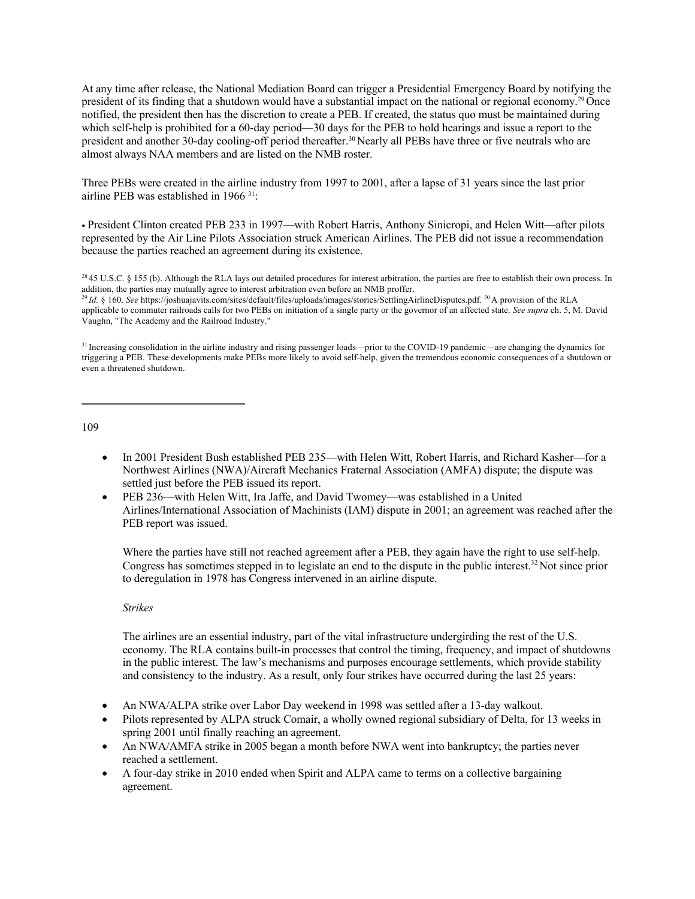At any time after release, the National Mediation Board can trigger a Presidential Emergency Board by notifying the president of its finding that a shutdown would have a substantial impact on the national or regional economy.[29] Once notified, the president then has the discretion to create a PEB. If created, the status quo must be maintained during which self-help is prohibited for a 60-day period—30 days for the PEB to hold hearings and issue a report to the president and another 30-day cooling-off period thereafter.[30] Nearly all PEBs have three or five neutrals who are almost always NAA members and are listed on the NMB roster.

Three PEBs were created in the airline industry from 1997 to 2001, after a lapse of 31 years since the last prior airline PEB was established in 1966 [31]:

- President Clinton created PEB 233 in 1997—with Robert Harris, Anthony Sinicropi, and Helen Witt—after pilots represented by the Air Line Pilots Association struck American Airlines. The PEB did not issue a recommendation because the parties reached an agreement during its existence.
- In 2001 President Bush established PEB 235—with Helen Witt, Robert Harris, and Richard Kasher—for a Northwest Airlines (NWA)/Aircraft Mechanics Fraternal Association (AMFA) dispute; the dispute was settled just before the PEB issued its report.
- PEB 236—with Helen Witt, Ira Jaffe, and David Twomey—was established in a United Airlines/International Association of Machinists (IAM) dispute in 2001; an agreement was reached after the PEB report was issued.

Where the parties have still not reached agreement after a PEB, they again have the right to use self-help. Congress has sometimes stepped in to legislate an end to the dispute in the public interest.[32] Not since prior to deregulation in 1978 has Congress intervened in an airline dispute.

*Strikes*

The airlines are an essential industry, part of the vital infrastructure undergirding the rest of the U.S. economy. The RLA contains built-in processes that control the timing, frequency, and impact of shutdowns in the public interest. The law's mechanisms and purposes encourage settlements, which provide stability and consistency to the industry. As a result, only four strikes have occurred during the last 25 years:

- An NWA/ALPA strike over Labor Day weekend in 1998 was settled after a 13-day walkout.
- Pilots represented by ALPA struck Comair, a wholly owned regional subsidiary of Delta, for 13 weeks in spring 2001 until finally reaching an agreement.
- An NWA/AMFA strike in 2005 began a month before NWA went into bankruptcy; the parties never reached a settlement.
- A four-day strike in 2010 ended when Spirit and ALPA came to terms on a collective bargaining agreement.

---

[28] 45 U.S.C. § 155 (b). Although the RLA lays out detailed procedures for interest arbitration, the parties are free to establish their own process. In addition, the parties may mutually agree to interest arbitration even before an NMB proffer.

[29] *Id.* § 160. *See* https://joshuajavits.com/sites/default/files/uploads/images/stories/SettlingAirlineDisputes.pdf. [30] A provision of the RLA applicable to commuter railroads calls for two PEBs on initiation of a single party or the governor of an affected state. *See supra* ch. 5, M. David Vaughn, "The Academy and the Railroad Industry."

[31] Increasing consolidation in the airline industry and rising passenger loads—prior to the COVID-19 pandemic—are changing the dynamics for triggering a PEB. These developments make PEBs more likely to avoid self-help, given the tremendous economic consequences of a shutdown or even a threatened shutdown.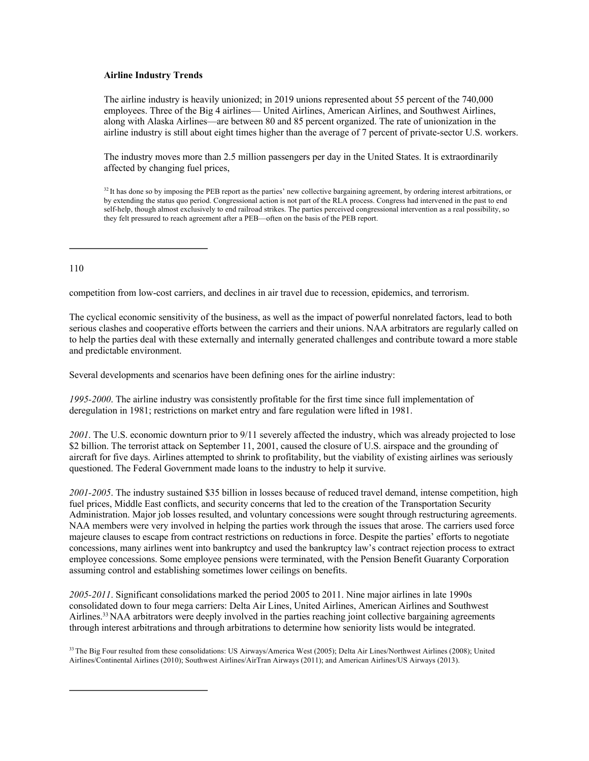**Airline Industry Trends**

The airline industry is heavily unionized; in 2019 unions represented about 55 percent of the 740,000 employees. Three of the Big 4 airlines— United Airlines, American Airlines, and Southwest Airlines, along with Alaska Airlines—are between 80 and 85 percent organized. The rate of unionization in the airline industry is still about eight times higher than the average of 7 percent of private-sector U.S. workers.

The industry moves more than 2.5 million passengers per day in the United States. It is extraordinarily affected by changing fuel prices, competition from low-cost carriers, and declines in air travel due to recession, epidemics, and terrorism.

[32] It has done so by imposing the PEB report as the parties' new collective bargaining agreement, by ordering interest arbitrations, or by extending the status quo period. Congressional action is not part of the RLA process. Congress had intervened in the past to end self-help, though almost exclusively to end railroad strikes. The parties perceived congressional intervention as a real possibility, so they felt pressured to reach agreement after a PEB—often on the basis of the PEB report.

The cyclical economic sensitivity of the business, as well as the impact of powerful nonrelated factors, lead to both serious clashes and cooperative efforts between the carriers and their unions. NAA arbitrators are regularly called on to help the parties deal with these externally and internally generated challenges and contribute toward a more stable and predictable environment.

Several developments and scenarios have been defining ones for the airline industry:

*1995-2000*. The airline industry was consistently profitable for the first time since full implementation of deregulation in 1981; restrictions on market entry and fare regulation were lifted in 1981.

*2001*. The U.S. economic downturn prior to 9/11 severely affected the industry, which was already projected to lose \$2 billion. The terrorist attack on September 11, 2001, caused the closure of U.S. airspace and the grounding of aircraft for five days. Airlines attempted to shrink to profitability, but the viability of existing airlines was seriously questioned. The Federal Government made loans to the industry to help it survive.

*2001-2005*. The industry sustained \$35 billion in losses because of reduced travel demand, intense competition, high fuel prices, Middle East conflicts, and security concerns that led to the creation of the Transportation Security Administration. Major job losses resulted, and voluntary concessions were sought through restructuring agreements. NAA members were very involved in helping the parties work through the issues that arose. The carriers used force majeure clauses to escape from contract restrictions on reductions in force. Despite the parties' efforts to negotiate concessions, many airlines went into bankruptcy and used the bankruptcy law's contract rejection process to extract employee concessions. Some employee pensions were terminated, with the Pension Benefit Guaranty Corporation assuming control and establishing sometimes lower ceilings on benefits.

*2005-2011*. Significant consolidations marked the period 2005 to 2011. Nine major airlines in late 1990s consolidated down to four mega carriers: Delta Air Lines, United Airlines, American Airlines and Southwest Airlines.[33] NAA arbitrators were deeply involved in the parties reaching joint collective bargaining agreements through interest arbitrations and through arbitrations to determine how seniority lists would be integrated.

[33] The Big Four resulted from these consolidations: US Airways/America West (2005); Delta Air Lines/Northwest Airlines (2008); United Airlines/Continental Airlines (2010); Southwest Airlines/AirTran Airways (2011); and American Airlines/US Airways (2013).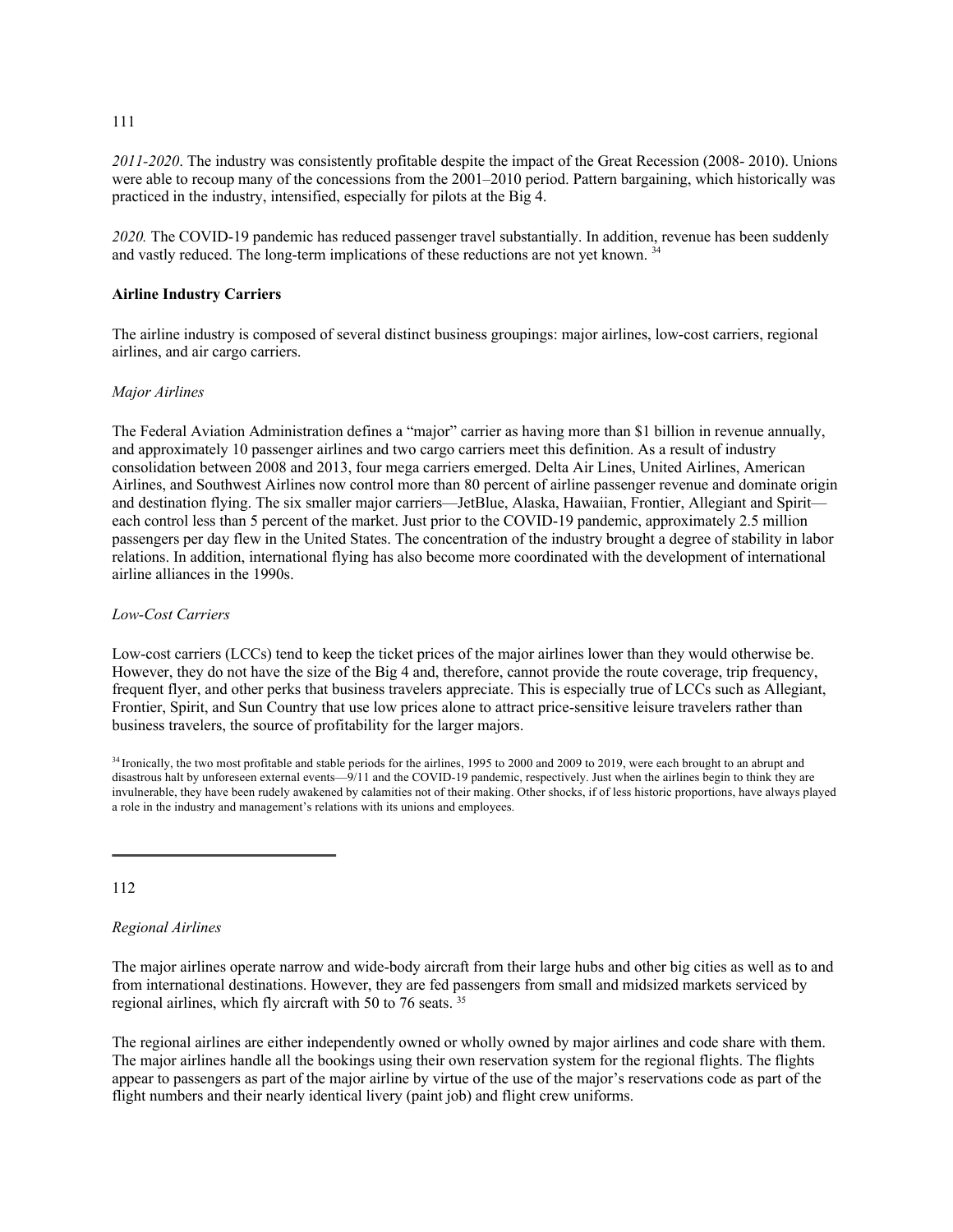*2011-2020*. The industry was consistently profitable despite the impact of the Great Recession (2008- 2010). Unions were able to recoup many of the concessions from the 2001–2010 period. Pattern bargaining, which historically was practiced in the industry, intensified, especially for pilots at the Big 4.

*2020.* The COVID-19 pandemic has reduced passenger travel substantially. In addition, revenue has been suddenly and vastly reduced. The long-term implications of these reductions are not yet known. [34]

**Airline Industry Carriers**

The airline industry is composed of several distinct business groupings: major airlines, low-cost carriers, regional airlines, and air cargo carriers.

*Major Airlines*

The Federal Aviation Administration defines a "major" carrier as having more than $1 billion in revenue annually, and approximately 10 passenger airlines and two cargo carriers meet this definition. As a result of industry consolidation between 2008 and 2013, four mega carriers emerged. Delta Air Lines, United Airlines, American Airlines, and Southwest Airlines now control more than 80 percent of airline passenger revenue and dominate origin and destination flying. The six smaller major carriers—JetBlue, Alaska, Hawaiian, Frontier, Allegiant and Spirit—each control less than 5 percent of the market. Just prior to the COVID-19 pandemic, approximately 2.5 million passengers per day flew in the United States. The concentration of the industry brought a degree of stability in labor relations. In addition, international flying has also become more coordinated with the development of international airline alliances in the 1990s.

*Low-Cost Carriers*

Low-cost carriers (LCCs) tend to keep the ticket prices of the major airlines lower than they would otherwise be. However, they do not have the size of the Big 4 and, therefore, cannot provide the route coverage, trip frequency, frequent flyer, and other perks that business travelers appreciate. This is especially true of LCCs such as Allegiant, Frontier, Spirit, and Sun Country that use low prices alone to attract price-sensitive leisure travelers rather than business travelers, the source of profitability for the larger majors.

[34] Ironically, the two most profitable and stable periods for the airlines, 1995 to 2000 and 2009 to 2019, were each brought to an abrupt and disastrous halt by unforeseen external events—9/11 and the COVID-19 pandemic, respectively. Just when the airlines begin to think they are invulnerable, they have been rudely awakened by calamities not of their making. Other shocks, if of less historic proportions, have always played a role in the industry and management's relations with its unions and employees.

*Regional Airlines*

The major airlines operate narrow and wide-body aircraft from their large hubs and other big cities as well as to and from international destinations. However, they are fed passengers from small and midsized markets serviced by regional airlines, which fly aircraft with 50 to 76 seats. [35]

The regional airlines are either independently owned or wholly owned by major airlines and code share with them. The major airlines handle all the bookings using their own reservation system for the regional flights. The flights appear to passengers as part of the major airline by virtue of the use of the major's reservations code as part of the flight numbers and their nearly identical livery (paint job) and flight crew uniforms.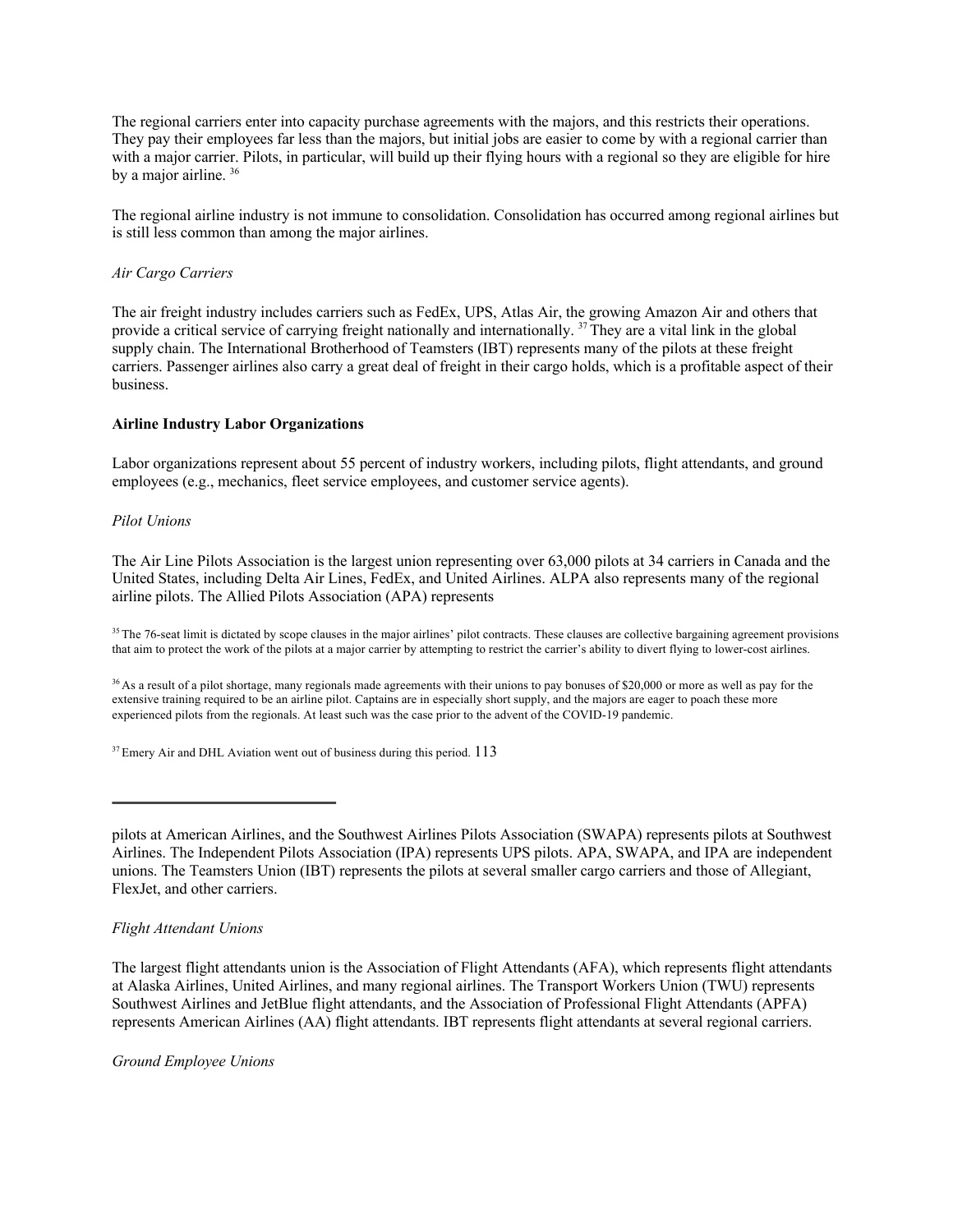The regional carriers enter into capacity purchase agreements with the majors, and this restricts their operations. They pay their employees far less than the majors, but initial jobs are easier to come by with a regional carrier than with a major carrier. Pilots, in particular, will build up their flying hours with a regional so they are eligible for hire by a major airline. [36]

The regional airline industry is not immune to consolidation. Consolidation has occurred among regional airlines but is still less common than among the major airlines.

*Air Cargo Carriers*

The air freight industry includes carriers such as FedEx, UPS, Atlas Air, the growing Amazon Air and others that provide a critical service of carrying freight nationally and internationally. [37] They are a vital link in the global supply chain. The International Brotherhood of Teamsters (IBT) represents many of the pilots at these freight carriers. Passenger airlines also carry a great deal of freight in their cargo holds, which is a profitable aspect of their business.

**Airline Industry Labor Organizations**

Labor organizations represent about 55 percent of industry workers, including pilots, flight attendants, and ground employees (e.g., mechanics, fleet service employees, and customer service agents).

*Pilot Unions*

The Air Line Pilots Association is the largest union representing over 63,000 pilots at 34 carriers in Canada and the United States, including Delta Air Lines, FedEx, and United Airlines. ALPA also represents many of the regional airline pilots. The Allied Pilots Association (APA) represents pilots at American Airlines, and the Southwest Airlines Pilots Association (SWAPA) represents pilots at Southwest Airlines. The Independent Pilots Association (IPA) represents UPS pilots. APA, SWAPA, and IPA are independent unions. The Teamsters Union (IBT) represents the pilots at several smaller cargo carriers and those of Allegiant, FlexJet, and other carriers.

*Flight Attendant Unions*

The largest flight attendants union is the Association of Flight Attendants (AFA), which represents flight attendants at Alaska Airlines, United Airlines, and many regional airlines. The Transport Workers Union (TWU) represents Southwest Airlines and JetBlue flight attendants, and the Association of Professional Flight Attendants (APFA) represents American Airlines (AA) flight attendants. IBT represents flight attendants at several regional carriers.

*Ground Employee Unions*

---

[35] The 76-seat limit is dictated by scope clauses in the major airlines' pilot contracts. These clauses are collective bargaining agreement provisions that aim to protect the work of the pilots at a major carrier by attempting to restrict the carrier's ability to divert flying to lower-cost airlines.

[36] As a result of a pilot shortage, many regionals made agreements with their unions to pay bonuses of $20,000 or more as well as pay for the extensive training required to be an airline pilot. Captains are in especially short supply, and the majors are eager to poach these more experienced pilots from the regionals. At least such was the case prior to the advent of the COVID-19 pandemic.

[37] Emery Air and DHL Aviation went out of business during this period.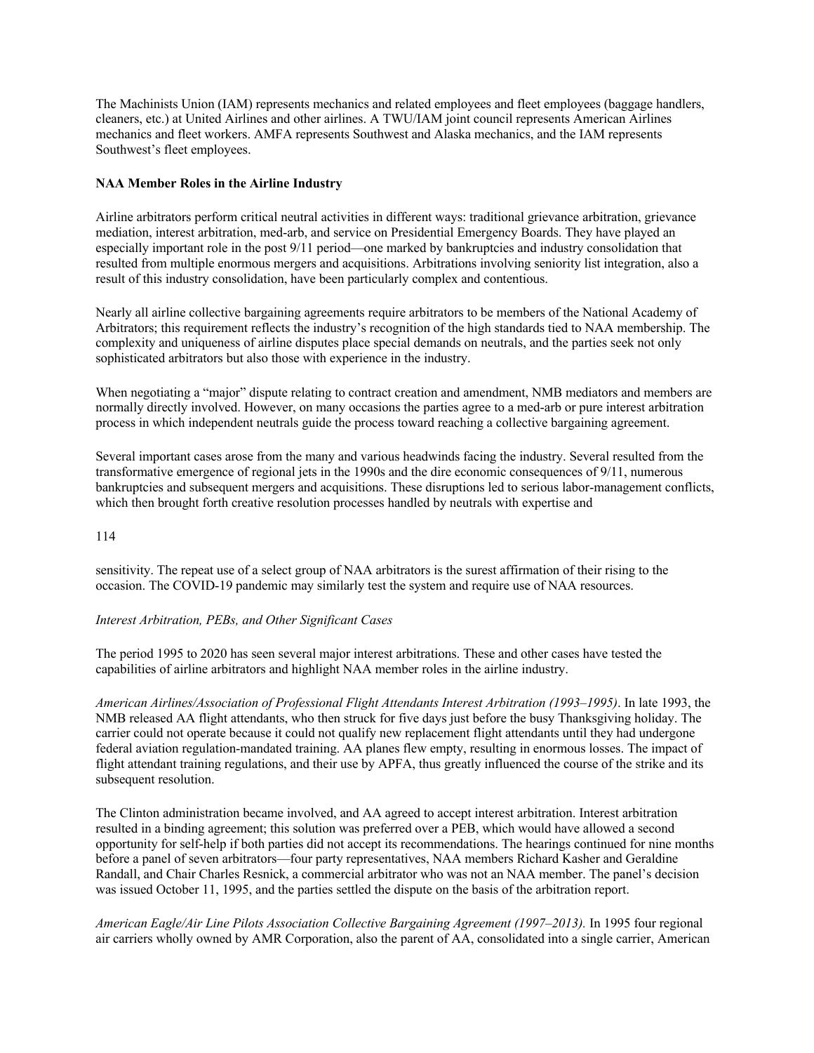The Machinists Union (IAM) represents mechanics and related employees and fleet employees (baggage handlers, cleaners, etc.) at United Airlines and other airlines. A TWU/IAM joint council represents American Airlines mechanics and fleet workers. AMFA represents Southwest and Alaska mechanics, and the IAM represents Southwest's fleet employees.

**NAA Member Roles in the Airline Industry**

Airline arbitrators perform critical neutral activities in different ways: traditional grievance arbitration, grievance mediation, interest arbitration, med-arb, and service on Presidential Emergency Boards. They have played an especially important role in the post 9/11 period—one marked by bankruptcies and industry consolidation that resulted from multiple enormous mergers and acquisitions. Arbitrations involving seniority list integration, also a result of this industry consolidation, have been particularly complex and contentious.

Nearly all airline collective bargaining agreements require arbitrators to be members of the National Academy of Arbitrators; this requirement reflects the industry's recognition of the high standards tied to NAA membership. The complexity and uniqueness of airline disputes place special demands on neutrals, and the parties seek not only sophisticated arbitrators but also those with experience in the industry.

When negotiating a "major" dispute relating to contract creation and amendment, NMB mediators and members are normally directly involved. However, on many occasions the parties agree to a med-arb or pure interest arbitration process in which independent neutrals guide the process toward reaching a collective bargaining agreement.

Several important cases arose from the many and various headwinds facing the industry. Several resulted from the transformative emergence of regional jets in the 1990s and the dire economic consequences of 9/11, numerous bankruptcies and subsequent mergers and acquisitions. These disruptions led to serious labor-management conflicts, which then brought forth creative resolution processes handled by neutrals with expertise and sensitivity. The repeat use of a select group of NAA arbitrators is the surest affirmation of their rising to the occasion. The COVID-19 pandemic may similarly test the system and require use of NAA resources.

*Interest Arbitration, PEBs, and Other Significant Cases*

The period 1995 to 2020 has seen several major interest arbitrations. These and other cases have tested the capabilities of airline arbitrators and highlight NAA member roles in the airline industry.

*American Airlines/Association of Professional Flight Attendants Interest Arbitration (1993–1995)*. In late 1993, the NMB released AA flight attendants, who then struck for five days just before the busy Thanksgiving holiday. The carrier could not operate because it could not qualify new replacement flight attendants until they had undergone federal aviation regulation-mandated training. AA planes flew empty, resulting in enormous losses. The impact of flight attendant training regulations, and their use by APFA, thus greatly influenced the course of the strike and its subsequent resolution.

The Clinton administration became involved, and AA agreed to accept interest arbitration. Interest arbitration resulted in a binding agreement; this solution was preferred over a PEB, which would have allowed a second opportunity for self-help if both parties did not accept its recommendations. The hearings continued for nine months before a panel of seven arbitrators—four party representatives, NAA members Richard Kasher and Geraldine Randall, and Chair Charles Resnick, a commercial arbitrator who was not an NAA member. The panel's decision was issued October 11, 1995, and the parties settled the dispute on the basis of the arbitration report.

*American Eagle/Air Line Pilots Association Collective Bargaining Agreement (1997–2013).* In 1995 four regional air carriers wholly owned by AMR Corporation, also the parent of AA, consolidated into a single carrier, American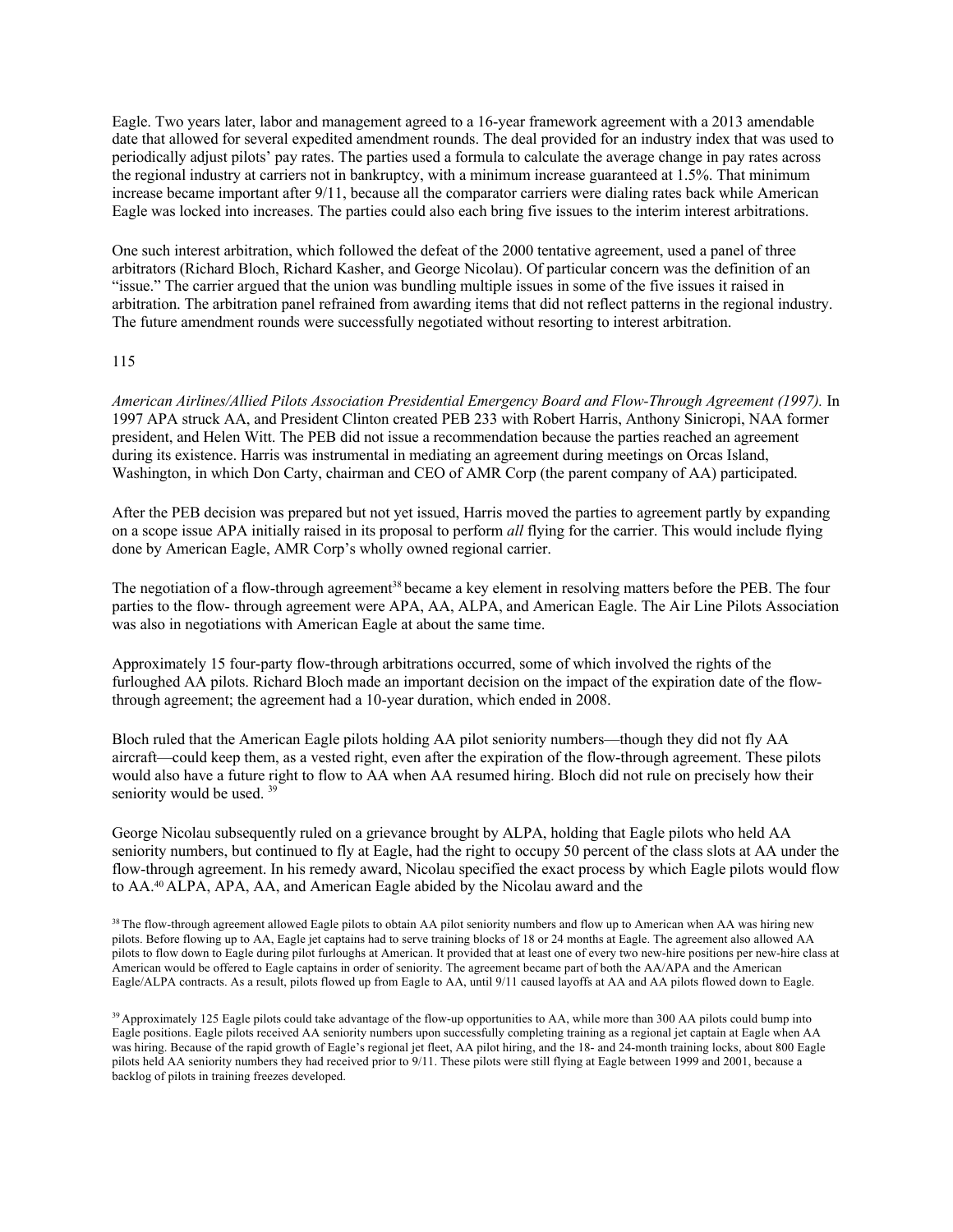Eagle. Two years later, labor and management agreed to a 16-year framework agreement with a 2013 amendable date that allowed for several expedited amendment rounds. The deal provided for an industry index that was used to periodically adjust pilots' pay rates. The parties used a formula to calculate the average change in pay rates across the regional industry at carriers not in bankruptcy, with a minimum increase guaranteed at 1.5%. That minimum increase became important after 9/11, because all the comparator carriers were dialing rates back while American Eagle was locked into increases. The parties could also each bring five issues to the interim interest arbitrations.

One such interest arbitration, which followed the defeat of the 2000 tentative agreement, used a panel of three arbitrators (Richard Bloch, Richard Kasher, and George Nicolau). Of particular concern was the definition of an "issue." The carrier argued that the union was bundling multiple issues in some of the five issues it raised in arbitration. The arbitration panel refrained from awarding items that did not reflect patterns in the regional industry. The future amendment rounds were successfully negotiated without resorting to interest arbitration.

115

*American Airlines/Allied Pilots Association Presidential Emergency Board and Flow-Through Agreement (1997).* In 1997 APA struck AA, and President Clinton created PEB 233 with Robert Harris, Anthony Sinicropi, NAA former president, and Helen Witt. The PEB did not issue a recommendation because the parties reached an agreement during its existence. Harris was instrumental in mediating an agreement during meetings on Orcas Island, Washington, in which Don Carty, chairman and CEO of AMR Corp (the parent company of AA) participated.

After the PEB decision was prepared but not yet issued, Harris moved the parties to agreement partly by expanding on a scope issue APA initially raised in its proposal to perform *all* flying for the carrier. This would include flying done by American Eagle, AMR Corp's wholly owned regional carrier.

The negotiation of a flow-through agreement[38] became a key element in resolving matters before the PEB. The four parties to the flow- through agreement were APA, AA, ALPA, and American Eagle. The Air Line Pilots Association was also in negotiations with American Eagle at about the same time.

Approximately 15 four-party flow-through arbitrations occurred, some of which involved the rights of the furloughed AA pilots. Richard Bloch made an important decision on the impact of the expiration date of the flow-through agreement; the agreement had a 10-year duration, which ended in 2008.

Bloch ruled that the American Eagle pilots holding AA pilot seniority numbers—though they did not fly AA aircraft—could keep them, as a vested right, even after the expiration of the flow-through agreement. These pilots would also have a future right to flow to AA when AA resumed hiring. Bloch did not rule on precisely how their seniority would be used. [39]

George Nicolau subsequently ruled on a grievance brought by ALPA, holding that Eagle pilots who held AA seniority numbers, but continued to fly at Eagle, had the right to occupy 50 percent of the class slots at AA under the flow-through agreement. In his remedy award, Nicolau specified the exact process by which Eagle pilots would flow to AA.[40] ALPA, APA, AA, and American Eagle abided by the Nicolau award and the

[38] The flow-through agreement allowed Eagle pilots to obtain AA pilot seniority numbers and flow up to American when AA was hiring new pilots. Before flowing up to AA, Eagle jet captains had to serve training blocks of 18 or 24 months at Eagle. The agreement also allowed AA pilots to flow down to Eagle during pilot furloughs at American. It provided that at least one of every two new-hire positions per new-hire class at American would be offered to Eagle captains in order of seniority. The agreement became part of both the AA/APA and the American Eagle/ALPA contracts. As a result, pilots flowed up from Eagle to AA, until 9/11 caused layoffs at AA and AA pilots flowed down to Eagle.

[39] Approximately 125 Eagle pilots could take advantage of the flow-up opportunities to AA, while more than 300 AA pilots could bump into Eagle positions. Eagle pilots received AA seniority numbers upon successfully completing training as a regional jet captain at Eagle when AA was hiring. Because of the rapid growth of Eagle's regional jet fleet, AA pilot hiring, and the 18- and 24-month training locks, about 800 Eagle pilots held AA seniority numbers they had received prior to 9/11. These pilots were still flying at Eagle between 1999 and 2001, because a backlog of pilots in training freezes developed.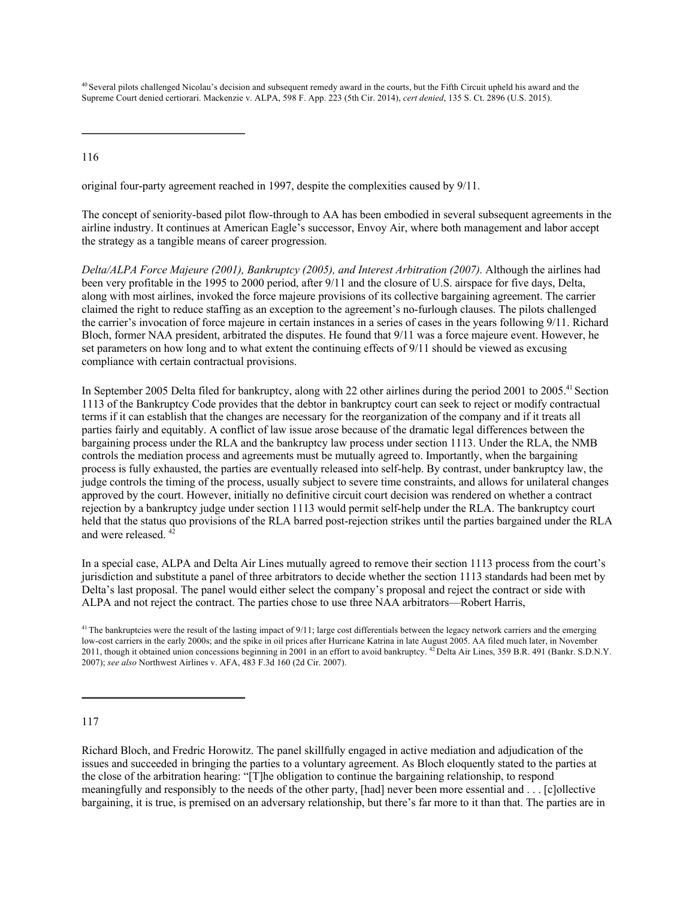[40] Several pilots challenged Nicolau's decision and subsequent remedy award in the courts, but the Fifth Circuit upheld his award and the Supreme Court denied certiorari. Mackenzie v. ALPA, 598 F. App. 223 (5th Cir. 2014), *cert denied*, 135 S. Ct. 2896 (U.S. 2015).

original four-party agreement reached in 1997, despite the complexities caused by 9/11.

The concept of seniority-based pilot flow-through to AA has been embodied in several subsequent agreements in the airline industry. It continues at American Eagle's successor, Envoy Air, where both management and labor accept the strategy as a tangible means of career progression.

*Delta/ALPA Force Majeure (2001), Bankruptcy (2005), and Interest Arbitration (2007).* Although the airlines had been very profitable in the 1995 to 2000 period, after 9/11 and the closure of U.S. airspace for five days, Delta, along with most airlines, invoked the force majeure provisions of its collective bargaining agreement. The carrier claimed the right to reduce staffing as an exception to the agreement's no-furlough clauses. The pilots challenged the carrier's invocation of force majeure in certain instances in a series of cases in the years following 9/11. Richard Bloch, former NAA president, arbitrated the disputes. He found that 9/11 was a force majeure event. However, he set parameters on how long and to what extent the continuing effects of 9/11 should be viewed as excusing compliance with certain contractual provisions.

In September 2005 Delta filed for bankruptcy, along with 22 other airlines during the period 2001 to 2005.[41] Section 1113 of the Bankruptcy Code provides that the debtor in bankruptcy court can seek to reject or modify contractual terms if it can establish that the changes are necessary for the reorganization of the company and if it treats all parties fairly and equitably. A conflict of law issue arose because of the dramatic legal differences between the bargaining process under the RLA and the bankruptcy law process under section 1113. Under the RLA, the NMB controls the mediation process and agreements must be mutually agreed to. Importantly, when the bargaining process is fully exhausted, the parties are eventually released into self-help. By contrast, under bankruptcy law, the judge controls the timing of the process, usually subject to severe time constraints, and allows for unilateral changes approved by the court. However, initially no definitive circuit court decision was rendered on whether a contract rejection by a bankruptcy judge under section 1113 would permit self-help under the RLA. The bankruptcy court held that the status quo provisions of the RLA barred post-rejection strikes until the parties bargained under the RLA and were released.[42]

In a special case, ALPA and Delta Air Lines mutually agreed to remove their section 1113 process from the court's jurisdiction and substitute a panel of three arbitrators to decide whether the section 1113 standards had been met by Delta's last proposal. The panel would either select the company's proposal and reject the contract or side with ALPA and not reject the contract. The parties chose to use three NAA arbitrators—Robert Harris,

[41] The bankruptcies were the result of the lasting impact of 9/11; large cost differentials between the legacy network carriers and the emerging low-cost carriers in the early 2000s; and the spike in oil prices after Hurricane Katrina in late August 2005. AA filed much later, in November 2011, though it obtained union concessions beginning in 2001 in an effort to avoid bankruptcy. [42] Delta Air Lines, 359 B.R. 491 (Bankr. S.D.N.Y. 2007); *see also* Northwest Airlines v. AFA, 483 F.3d 160 (2d Cir. 2007).

Richard Bloch, and Fredric Horowitz. The panel skillfully engaged in active mediation and adjudication of the issues and succeeded in bringing the parties to a voluntary agreement. As Bloch eloquently stated to the parties at the close of the arbitration hearing: "[T]he obligation to continue the bargaining relationship, to respond meaningfully and responsibly to the needs of the other party, [had] never been more essential and . . . [c]ollective bargaining, it is true, is premised on an adversary relationship, but there's far more to it than that. The parties are in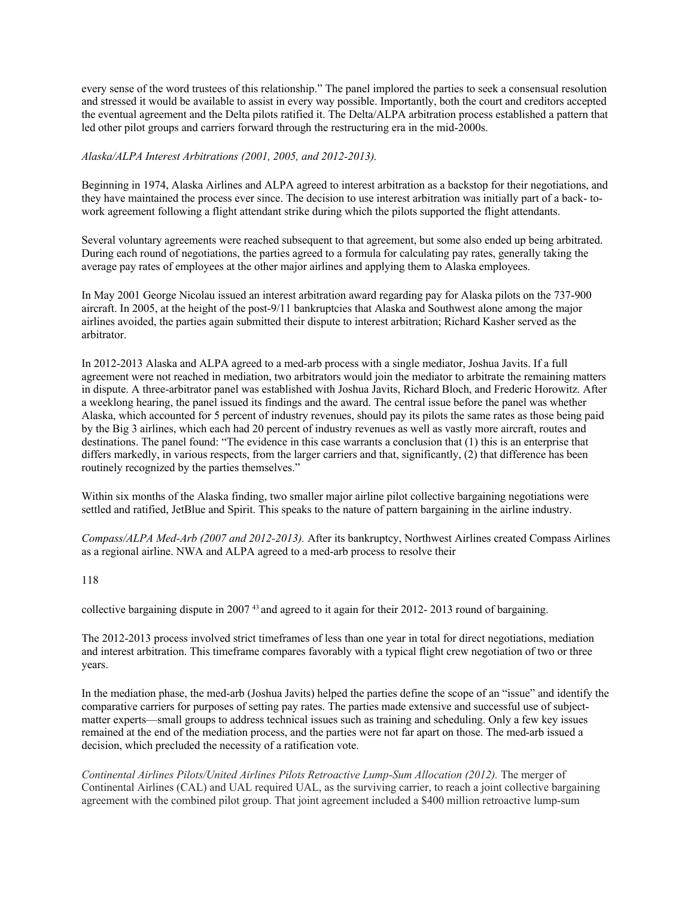every sense of the word trustees of this relationship." The panel implored the parties to seek a consensual resolution and stressed it would be available to assist in every way possible. Importantly, both the court and creditors accepted the eventual agreement and the Delta pilots ratified it. The Delta/ALPA arbitration process established a pattern that led other pilot groups and carriers forward through the restructuring era in the mid-2000s.

*Alaska/ALPA Interest Arbitrations (2001, 2005, and 2012-2013).*

Beginning in 1974, Alaska Airlines and ALPA agreed to interest arbitration as a backstop for their negotiations, and they have maintained the process ever since. The decision to use interest arbitration was initially part of a back- to-work agreement following a flight attendant strike during which the pilots supported the flight attendants.

Several voluntary agreements were reached subsequent to that agreement, but some also ended up being arbitrated. During each round of negotiations, the parties agreed to a formula for calculating pay rates, generally taking the average pay rates of employees at the other major airlines and applying them to Alaska employees.

In May 2001 George Nicolau issued an interest arbitration award regarding pay for Alaska pilots on the 737-900 aircraft. In 2005, at the height of the post-9/11 bankruptcies that Alaska and Southwest alone among the major airlines avoided, the parties again submitted their dispute to interest arbitration; Richard Kasher served as the arbitrator.

In 2012-2013 Alaska and ALPA agreed to a med-arb process with a single mediator, Joshua Javits. If a full agreement were not reached in mediation, two arbitrators would join the mediator to arbitrate the remaining matters in dispute. A three-arbitrator panel was established with Joshua Javits, Richard Bloch, and Frederic Horowitz. After a weeklong hearing, the panel issued its findings and the award. The central issue before the panel was whether Alaska, which accounted for 5 percent of industry revenues, should pay its pilots the same rates as those being paid by the Big 3 airlines, which each had 20 percent of industry revenues as well as vastly more aircraft, routes and destinations. The panel found: "The evidence in this case warrants a conclusion that (1) this is an enterprise that differs markedly, in various respects, from the larger carriers and that, significantly, (2) that difference has been routinely recognized by the parties themselves."

Within six months of the Alaska finding, two smaller major airline pilot collective bargaining negotiations were settled and ratified, JetBlue and Spirit. This speaks to the nature of pattern bargaining in the airline industry.

*Compass/ALPA Med-Arb (2007 and 2012-2013).* After its bankruptcy, Northwest Airlines created Compass Airlines as a regional airline. NWA and ALPA agreed to a med-arb process to resolve their collective bargaining dispute in 2007 [43] and agreed to it again for their 2012- 2013 round of bargaining.

The 2012-2013 process involved strict timeframes of less than one year in total for direct negotiations, mediation and interest arbitration. This timeframe compares favorably with a typical flight crew negotiation of two or three years.

In the mediation phase, the med-arb (Joshua Javits) helped the parties define the scope of an "issue" and identify the comparative carriers for purposes of setting pay rates. The parties made extensive and successful use of subject-matter experts—small groups to address technical issues such as training and scheduling. Only a few key issues remained at the end of the mediation process, and the parties were not far apart on those. The med-arb issued a decision, which precluded the necessity of a ratification vote.

*Continental Airlines Pilots/United Airlines Pilots Retroactive Lump-Sum Allocation (2012).* The merger of Continental Airlines (CAL) and UAL required UAL, as the surviving carrier, to reach a joint collective bargaining agreement with the combined pilot group. That joint agreement included a $400 million retroactive lump-sum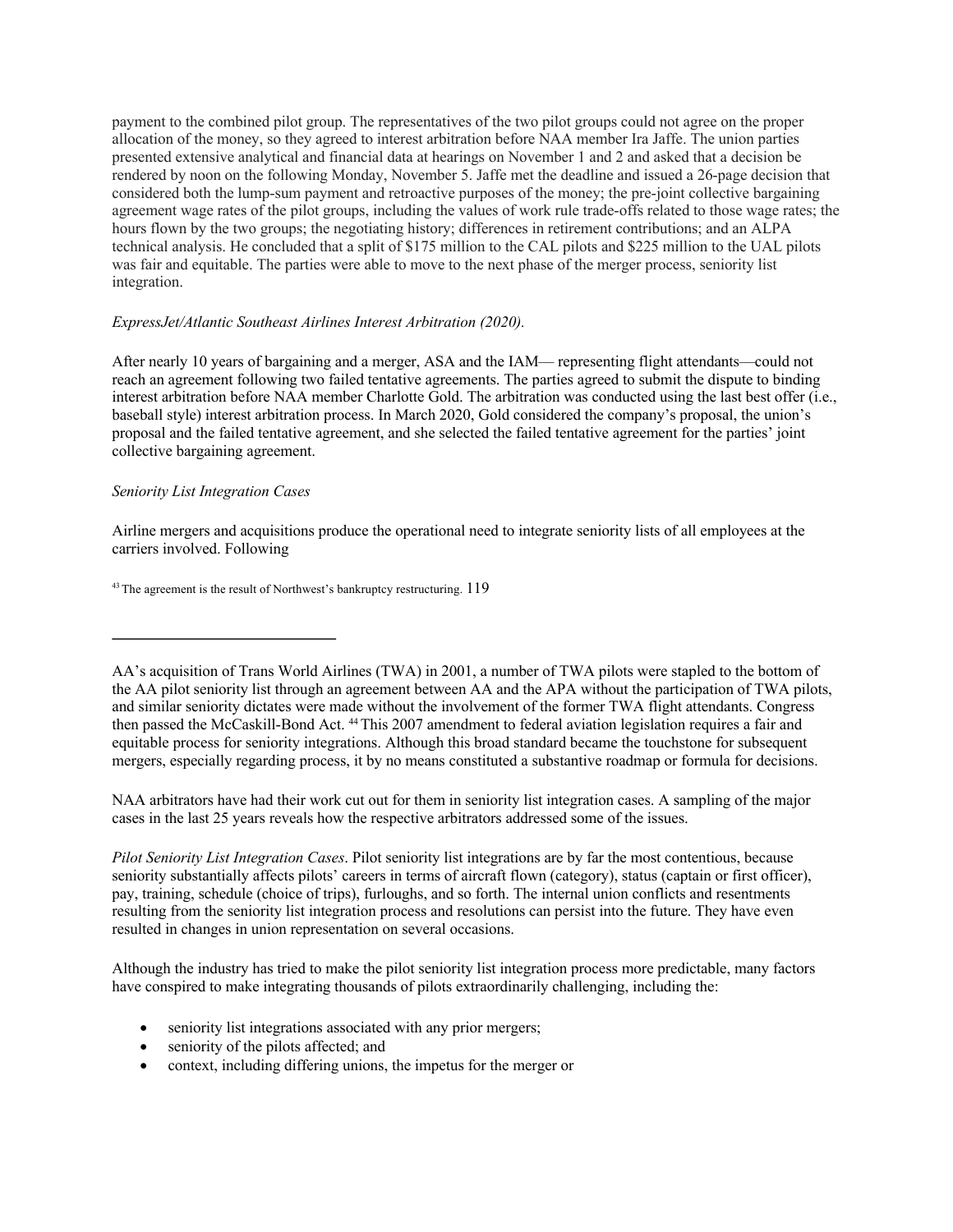payment to the combined pilot group. The representatives of the two pilot groups could not agree on the proper allocation of the money, so they agreed to interest arbitration before NAA member Ira Jaffe. The union parties presented extensive analytical and financial data at hearings on November 1 and 2 and asked that a decision be rendered by noon on the following Monday, November 5. Jaffe met the deadline and issued a 26-page decision that considered both the lump-sum payment and retroactive purposes of the money; the pre-joint collective bargaining agreement wage rates of the pilot groups, including the values of work rule trade-offs related to those wage rates; the hours flown by the two groups; the negotiating history; differences in retirement contributions; and an ALPA technical analysis. He concluded that a split of $175 million to the CAL pilots and $225 million to the UAL pilots was fair and equitable. The parties were able to move to the next phase of the merger process, seniority list integration.

*ExpressJet/Atlantic Southeast Airlines Interest Arbitration (2020).*

After nearly 10 years of bargaining and a merger, ASA and the IAM— representing flight attendants—could not reach an agreement following two failed tentative agreements. The parties agreed to submit the dispute to binding interest arbitration before NAA member Charlotte Gold. The arbitration was conducted using the last best offer (i.e., baseball style) interest arbitration process. In March 2020, Gold considered the company's proposal, the union's proposal and the failed tentative agreement, and she selected the failed tentative agreement for the parties' joint collective bargaining agreement.

*Seniority List Integration Cases*

Airline mergers and acquisitions produce the operational need to integrate seniority lists of all employees at the carriers involved. Following AA's acquisition of Trans World Airlines (TWA) in 2001, a number of TWA pilots were stapled to the bottom of the AA pilot seniority list through an agreement between AA and the APA without the participation of TWA pilots, and similar seniority dictates were made without the involvement of the former TWA flight attendants. Congress then passed the McCaskill-Bond Act.[44] This 2007 amendment to federal aviation legislation requires a fair and equitable process for seniority integrations. Although this broad standard became the touchstone for subsequent mergers, especially regarding process, it by no means constituted a substantive roadmap or formula for decisions.

NAA arbitrators have had their work cut out for them in seniority list integration cases. A sampling of the major cases in the last 25 years reveals how the respective arbitrators addressed some of the issues.

*Pilot Seniority List Integration Cases*. Pilot seniority list integrations are by far the most contentious, because seniority substantially affects pilots' careers in terms of aircraft flown (category), status (captain or first officer), pay, training, schedule (choice of trips), furloughs, and so forth. The internal union conflicts and resentments resulting from the seniority list integration process and resolutions can persist into the future. They have even resulted in changes in union representation on several occasions.

Although the industry has tried to make the pilot seniority list integration process more predictable, many factors have conspired to make integrating thousands of pilots extraordinarily challenging, including the:

- seniority list integrations associated with any prior mergers;
- seniority of the pilots affected; and
- context, including differing unions, the impetus for the merger or

[43] The agreement is the result of Northwest's bankruptcy restructuring.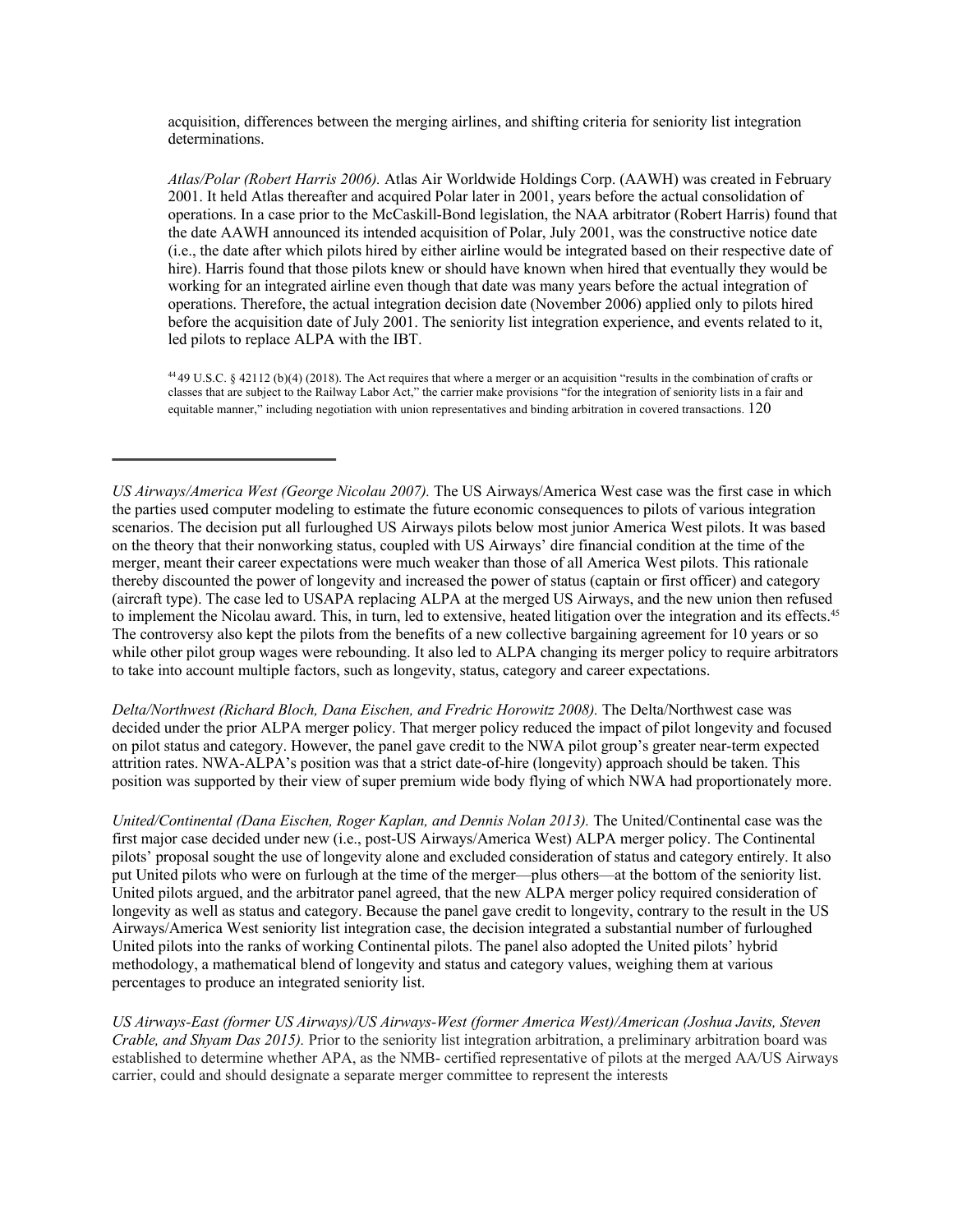acquisition, differences between the merging airlines, and shifting criteria for seniority list integration determinations.

*Atlas/Polar (Robert Harris 2006).* Atlas Air Worldwide Holdings Corp. (AAWH) was created in February 2001. It held Atlas thereafter and acquired Polar later in 2001, years before the actual consolidation of operations. In a case prior to the McCaskill-Bond legislation, the NAA arbitrator (Robert Harris) found that the date AAWH announced its intended acquisition of Polar, July 2001, was the constructive notice date (i.e., the date after which pilots hired by either airline would be integrated based on their respective date of hire). Harris found that those pilots knew or should have known when hired that eventually they would be working for an integrated airline even though that date was many years before the actual integration of operations. Therefore, the actual integration decision date (November 2006) applied only to pilots hired before the acquisition date of July 2001. The seniority list integration experience, and events related to it, led pilots to replace ALPA with the IBT.

[44] 49 U.S.C. § 42112 (b)(4) (2018). The Act requires that where a merger or an acquisition "results in the combination of crafts or classes that are subject to the Railway Labor Act," the carrier make provisions "for the integration of seniority lists in a fair and equitable manner," including negotiation with union representatives and binding arbitration in covered transactions. 120

---

*US Airways/America West (George Nicolau 2007).* The US Airways/America West case was the first case in which the parties used computer modeling to estimate the future economic consequences to pilots of various integration scenarios. The decision put all furloughed US Airways pilots below most junior America West pilots. It was based on the theory that their nonworking status, coupled with US Airways' dire financial condition at the time of the merger, meant their career expectations were much weaker than those of all America West pilots. This rationale thereby discounted the power of longevity and increased the power of status (captain or first officer) and category (aircraft type). The case led to USAPA replacing ALPA at the merged US Airways, and the new union then refused to implement the Nicolau award. This, in turn, led to extensive, heated litigation over the integration and its effects.[45] The controversy also kept the pilots from the benefits of a new collective bargaining agreement for 10 years or so while other pilot group wages were rebounding. It also led to ALPA changing its merger policy to require arbitrators to take into account multiple factors, such as longevity, status, category and career expectations.

*Delta/Northwest (Richard Bloch, Dana Eischen, and Fredric Horowitz 2008).* The Delta/Northwest case was decided under the prior ALPA merger policy. That merger policy reduced the impact of pilot longevity and focused on pilot status and category. However, the panel gave credit to the NWA pilot group's greater near-term expected attrition rates. NWA-ALPA's position was that a strict date-of-hire (longevity) approach should be taken. This position was supported by their view of super premium wide body flying of which NWA had proportionately more.

*United/Continental (Dana Eischen, Roger Kaplan, and Dennis Nolan 2013).* The United/Continental case was the first major case decided under new (i.e., post-US Airways/America West) ALPA merger policy. The Continental pilots' proposal sought the use of longevity alone and excluded consideration of status and category entirely. It also put United pilots who were on furlough at the time of the merger—plus others—at the bottom of the seniority list. United pilots argued, and the arbitrator panel agreed, that the new ALPA merger policy required consideration of longevity as well as status and category. Because the panel gave credit to longevity, contrary to the result in the US Airways/America West seniority list integration case, the decision integrated a substantial number of furloughed United pilots into the ranks of working Continental pilots. The panel also adopted the United pilots' hybrid methodology, a mathematical blend of longevity and status and category values, weighing them at various percentages to produce an integrated seniority list.

*US Airways-East (former US Airways)/US Airways-West (former America West)/American (Joshua Javits, Steven Crable, and Shyam Das 2015).* Prior to the seniority list integration arbitration, a preliminary arbitration board was established to determine whether APA, as the NMB- certified representative of pilots at the merged AA/US Airways carrier, could and should designate a separate merger committee to represent the interests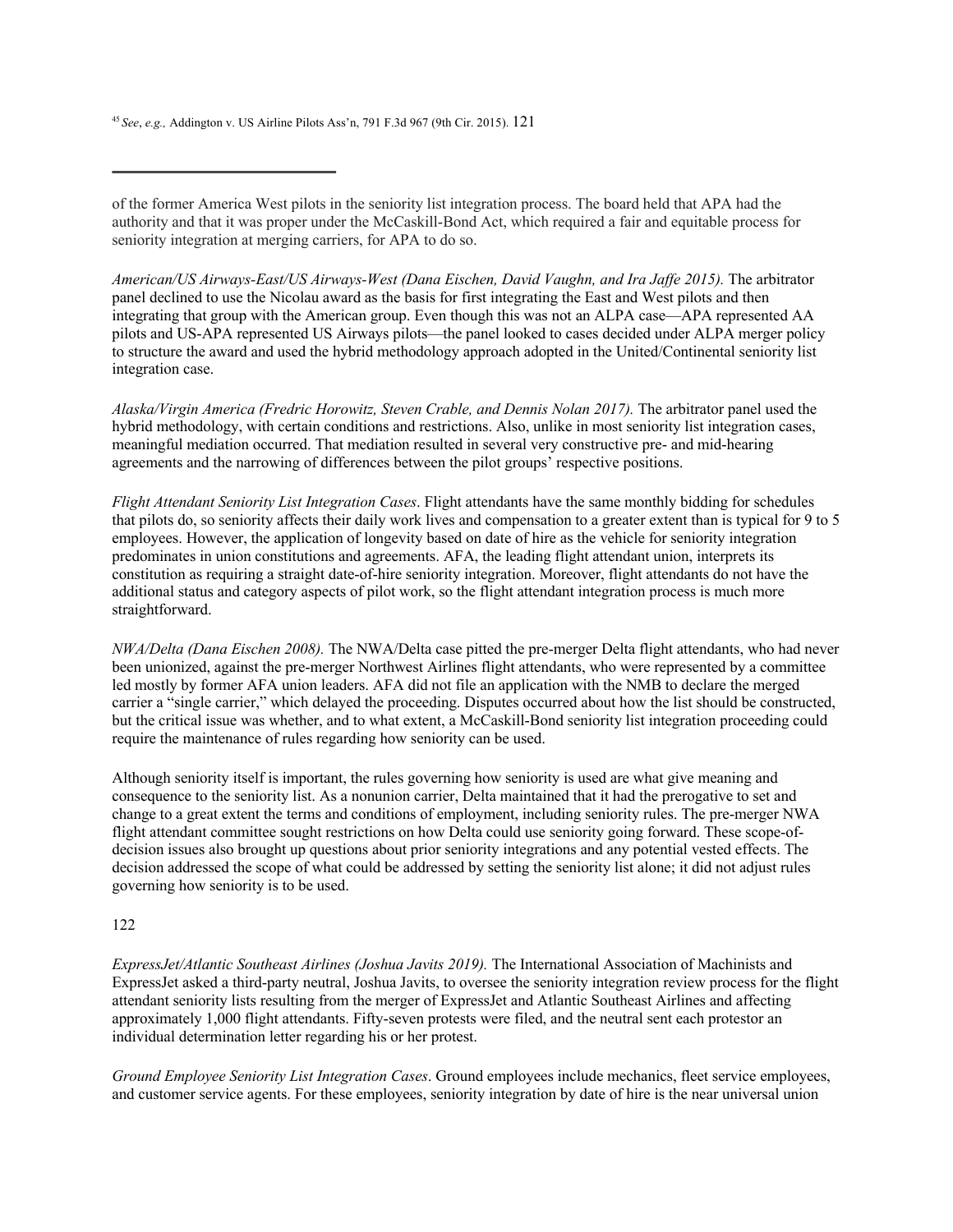[45] *See*, *e.g.,* Addington v. US Airline Pilots Ass'n, 791 F.3d 967 (9th Cir. 2015).

of the former America West pilots in the seniority list integration process. The board held that APA had the authority and that it was proper under the McCaskill-Bond Act, which required a fair and equitable process for seniority integration at merging carriers, for APA to do so.

*American/US Airways-East/US Airways-West (Dana Eischen, David Vaughn, and Ira Jaffe 2015).* The arbitrator panel declined to use the Nicolau award as the basis for first integrating the East and West pilots and then integrating that group with the American group. Even though this was not an ALPA case—APA represented AA pilots and US-APA represented US Airways pilots—the panel looked to cases decided under ALPA merger policy to structure the award and used the hybrid methodology approach adopted in the United/Continental seniority list integration case.

*Alaska/Virgin America (Fredric Horowitz, Steven Crable, and Dennis Nolan 2017).* The arbitrator panel used the hybrid methodology, with certain conditions and restrictions. Also, unlike in most seniority list integration cases, meaningful mediation occurred. That mediation resulted in several very constructive pre- and mid-hearing agreements and the narrowing of differences between the pilot groups' respective positions.

*Flight Attendant Seniority List Integration Cases*. Flight attendants have the same monthly bidding for schedules that pilots do, so seniority affects their daily work lives and compensation to a greater extent than is typical for 9 to 5 employees. However, the application of longevity based on date of hire as the vehicle for seniority integration predominates in union constitutions and agreements. AFA, the leading flight attendant union, interprets its constitution as requiring a straight date-of-hire seniority integration. Moreover, flight attendants do not have the additional status and category aspects of pilot work, so the flight attendant integration process is much more straightforward.

*NWA/Delta (Dana Eischen 2008).* The NWA/Delta case pitted the pre-merger Delta flight attendants, who had never been unionized, against the pre-merger Northwest Airlines flight attendants, who were represented by a committee led mostly by former AFA union leaders. AFA did not file an application with the NMB to declare the merged carrier a "single carrier," which delayed the proceeding. Disputes occurred about how the list should be constructed, but the critical issue was whether, and to what extent, a McCaskill-Bond seniority list integration proceeding could require the maintenance of rules regarding how seniority can be used.

Although seniority itself is important, the rules governing how seniority is used are what give meaning and consequence to the seniority list. As a nonunion carrier, Delta maintained that it had the prerogative to set and change to a great extent the terms and conditions of employment, including seniority rules. The pre-merger NWA flight attendant committee sought restrictions on how Delta could use seniority going forward. These scope-of-decision issues also brought up questions about prior seniority integrations and any potential vested effects. The decision addressed the scope of what could be addressed by setting the seniority list alone; it did not adjust rules governing how seniority is to be used.

*ExpressJet/Atlantic Southeast Airlines (Joshua Javits 2019).* The International Association of Machinists and ExpressJet asked a third-party neutral, Joshua Javits, to oversee the seniority integration review process for the flight attendant seniority lists resulting from the merger of ExpressJet and Atlantic Southeast Airlines and affecting approximately 1,000 flight attendants. Fifty-seven protests were filed, and the neutral sent each protestor an individual determination letter regarding his or her protest.

*Ground Employee Seniority List Integration Cases*. Ground employees include mechanics, fleet service employees, and customer service agents. For these employees, seniority integration by date of hire is the near universal union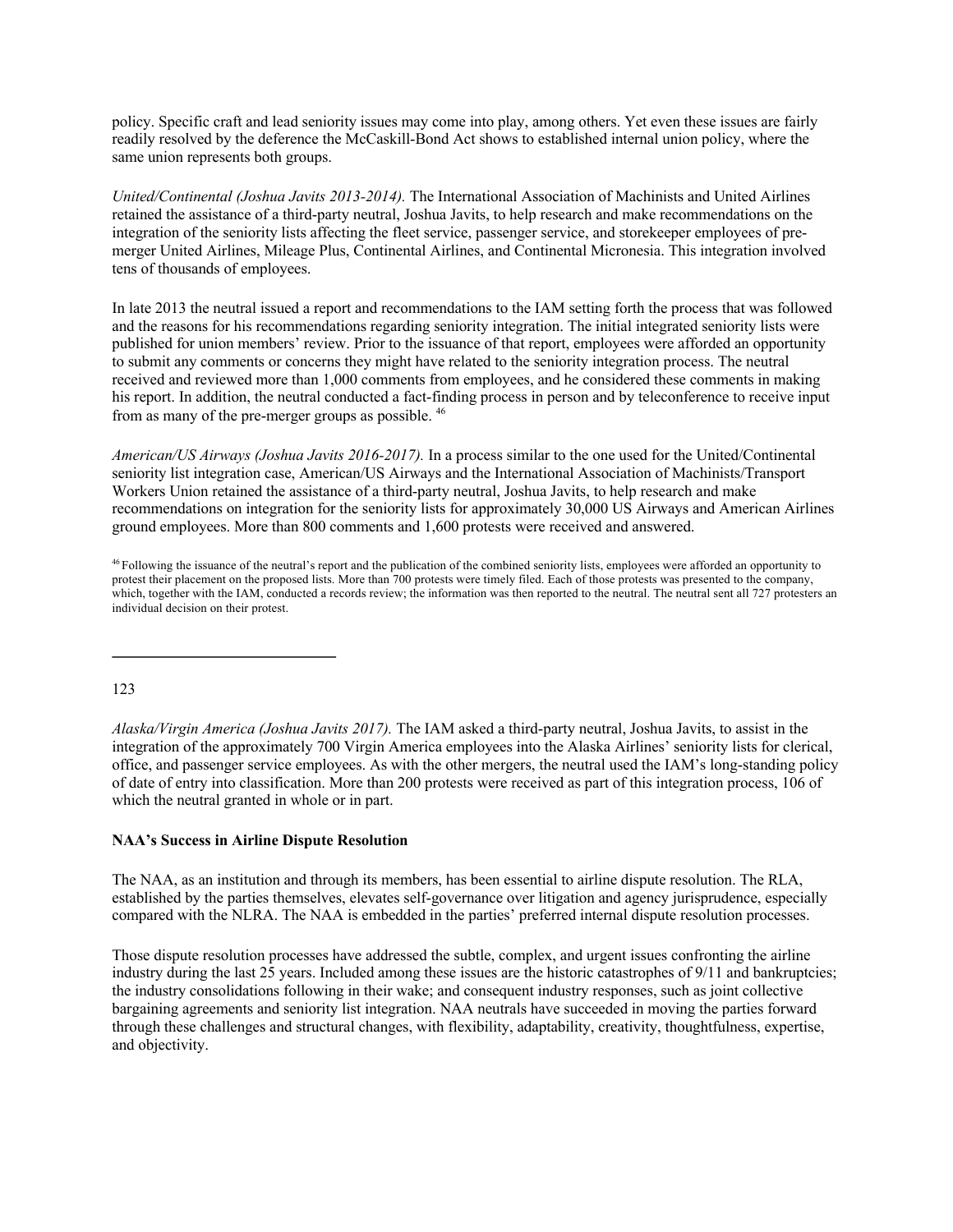policy. Specific craft and lead seniority issues may come into play, among others. Yet even these issues are fairly readily resolved by the deference the McCaskill-Bond Act shows to established internal union policy, where the same union represents both groups.

*United/Continental (Joshua Javits 2013-2014).* The International Association of Machinists and United Airlines retained the assistance of a third-party neutral, Joshua Javits, to help research and make recommendations on the integration of the seniority lists affecting the fleet service, passenger service, and storekeeper employees of pre-merger United Airlines, Mileage Plus, Continental Airlines, and Continental Micronesia. This integration involved tens of thousands of employees.

In late 2013 the neutral issued a report and recommendations to the IAM setting forth the process that was followed and the reasons for his recommendations regarding seniority integration. The initial integrated seniority lists were published for union members' review. Prior to the issuance of that report, employees were afforded an opportunity to submit any comments or concerns they might have related to the seniority integration process. The neutral received and reviewed more than 1,000 comments from employees, and he considered these comments in making his report. In addition, the neutral conducted a fact-finding process in person and by teleconference to receive input from as many of the pre-merger groups as possible. [46]

*American/US Airways (Joshua Javits 2016-2017).* In a process similar to the one used for the United/Continental seniority list integration case, American/US Airways and the International Association of Machinists/Transport Workers Union retained the assistance of a third-party neutral, Joshua Javits, to help research and make recommendations on integration for the seniority lists for approximately 30,000 US Airways and American Airlines ground employees. More than 800 comments and 1,600 protests were received and answered.

[46] Following the issuance of the neutral's report and the publication of the combined seniority lists, employees were afforded an opportunity to protest their placement on the proposed lists. More than 700 protests were timely filed. Each of those protests was presented to the company, which, together with the IAM, conducted a records review; the information was then reported to the neutral. The neutral sent all 727 protesters an individual decision on their protest.

*Alaska/Virgin America (Joshua Javits 2017).* The IAM asked a third-party neutral, Joshua Javits, to assist in the integration of the approximately 700 Virgin America employees into the Alaska Airlines' seniority lists for clerical, office, and passenger service employees. As with the other mergers, the neutral used the IAM's long-standing policy of date of entry into classification. More than 200 protests were received as part of this integration process, 106 of which the neutral granted in whole or in part.

**NAA's Success in Airline Dispute Resolution**

The NAA, as an institution and through its members, has been essential to airline dispute resolution. The RLA, established by the parties themselves, elevates self-governance over litigation and agency jurisprudence, especially compared with the NLRA. The NAA is embedded in the parties' preferred internal dispute resolution processes.

Those dispute resolution processes have addressed the subtle, complex, and urgent issues confronting the airline industry during the last 25 years. Included among these issues are the historic catastrophes of 9/11 and bankruptcies; the industry consolidations following in their wake; and consequent industry responses, such as joint collective bargaining agreements and seniority list integration. NAA neutrals have succeeded in moving the parties forward through these challenges and structural changes, with flexibility, adaptability, creativity, thoughtfulness, expertise, and objectivity.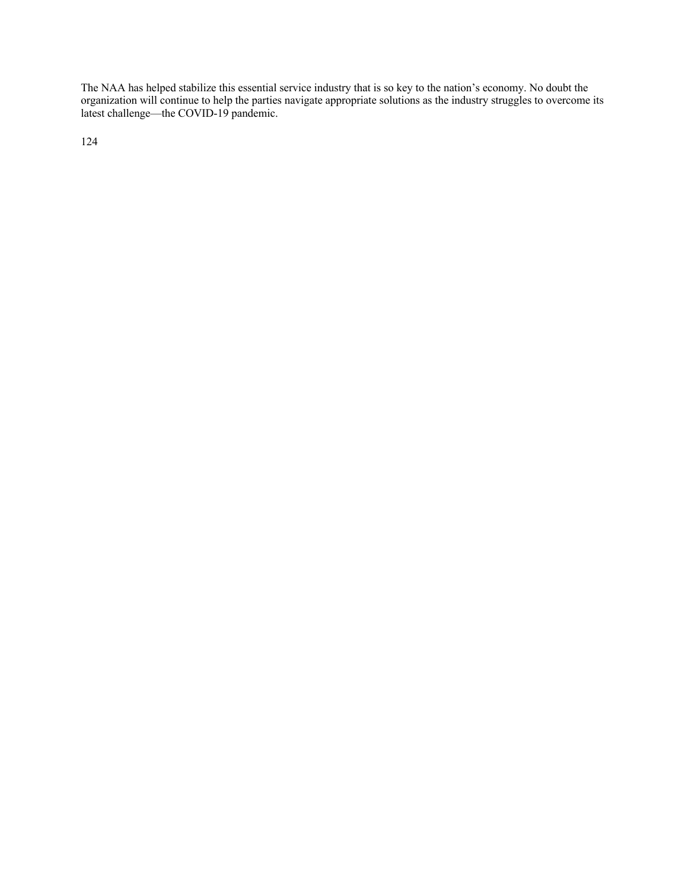The NAA has helped stabilize this essential service industry that is so key to the nation's economy. No doubt the organization will continue to help the parties navigate appropriate solutions as the industry struggles to overcome its latest challenge—the COVID-19 pandemic.

124